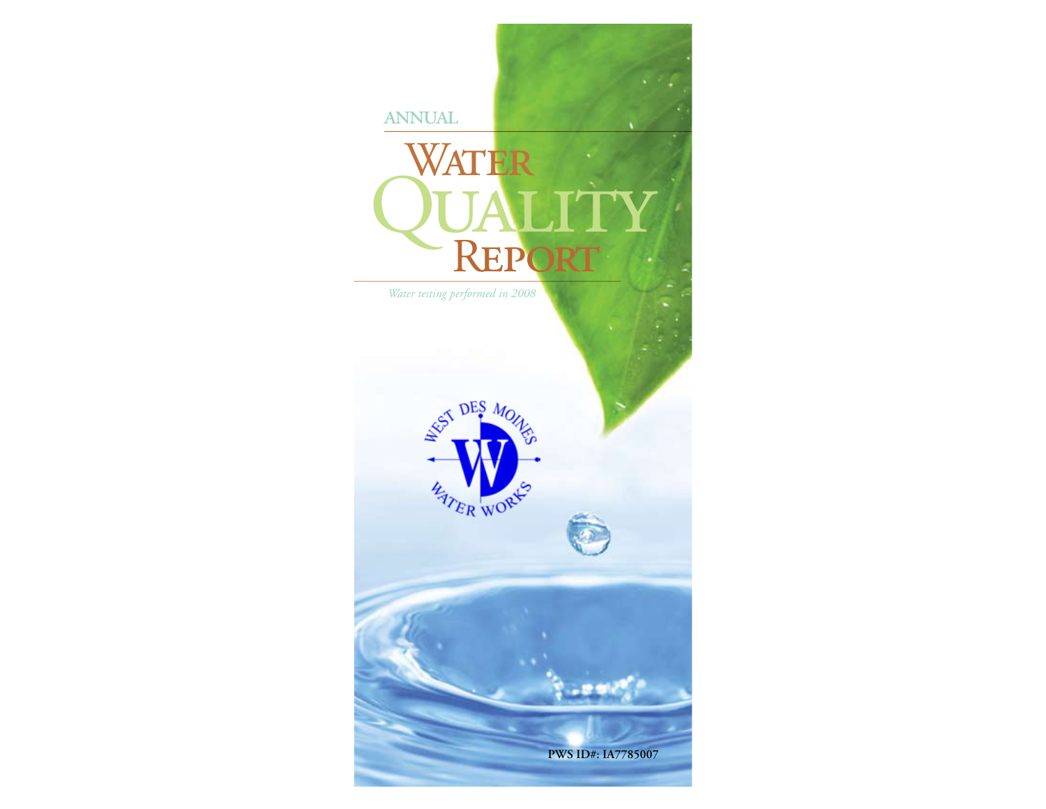ANNUAL

# Water Quality Report

*Water testing performed in 2008*

WEST DES MOINES WATER WORKS

**PWS ID#: IA7785007**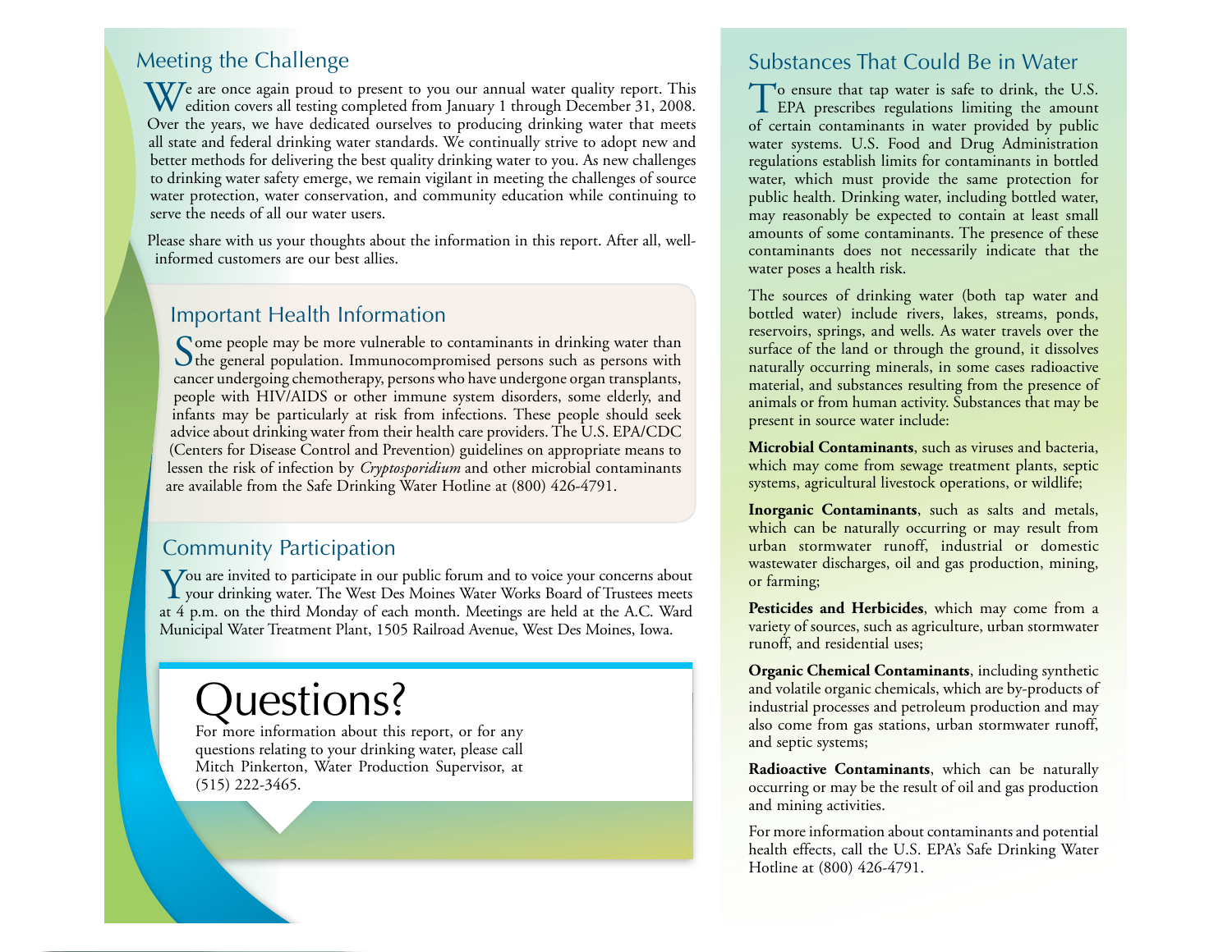## Meeting the Challenge

We are once again proud to present to you our annual water quality report. This edition covers all testing completed from January 1 through December 31, 2008. Over the years, we have dedicated ourselves to producing drinking water that meets all state and federal drinking water standards. We continually strive to adopt new and better methods for delivering the best quality drinking water to you. As new challenges to drinking water safety emerge, we remain vigilant in meeting the challenges of source water protection, water conservation, and community education while continuing to serve the needs of all our water users.

Please share with us your thoughts about the information in this report. After all, well-informed customers are our best allies.

## Important Health Information

Some people may be more vulnerable to contaminants in drinking water than the general population. Immunocompromised persons such as persons with cancer undergoing chemotherapy, persons who have undergone organ transplants, people with HIV/AIDS or other immune system disorders, some elderly, and infants may be particularly at risk from infections. These people should seek advice about drinking water from their health care providers. The U.S. EPA/CDC (Centers for Disease Control and Prevention) guidelines on appropriate means to lessen the risk of infection by *Cryptosporidium* and other microbial contaminants are available from the Safe Drinking Water Hotline at (800) 426-4791.

## Community Participation

You are invited to participate in our public forum and to voice your concerns about your drinking water. The West Des Moines Water Works Board of Trustees meets at 4 p.m. on the third Monday of each month. Meetings are held at the A.C. Ward Municipal Water Treatment Plant, 1505 Railroad Avenue, West Des Moines, Iowa.

# Questions?

For more information about this report, or for any questions relating to your drinking water, please call Mitch Pinkerton, Water Production Supervisor, at (515) 222-3465.

## Substances That Could Be in Water

To ensure that tap water is safe to drink, the U.S. EPA prescribes regulations limiting the amount of certain contaminants in water provided by public water systems. U.S. Food and Drug Administration regulations establish limits for contaminants in bottled water, which must provide the same protection for public health. Drinking water, including bottled water, may reasonably be expected to contain at least small amounts of some contaminants. The presence of these contaminants does not necessarily indicate that the water poses a health risk.

The sources of drinking water (both tap water and bottled water) include rivers, lakes, streams, ponds, reservoirs, springs, and wells. As water travels over the surface of the land or through the ground, it dissolves naturally occurring minerals, in some cases radioactive material, and substances resulting from the presence of animals or from human activity. Substances that may be present in source water include:

**Microbial Contaminants**, such as viruses and bacteria, which may come from sewage treatment plants, septic systems, agricultural livestock operations, or wildlife;

**Inorganic Contaminants**, such as salts and metals, which can be naturally occurring or may result from urban stormwater runoff, industrial or domestic wastewater discharges, oil and gas production, mining, or farming;

**Pesticides and Herbicides**, which may come from a variety of sources, such as agriculture, urban stormwater runoff, and residential uses;

**Organic Chemical Contaminants**, including synthetic and volatile organic chemicals, which are by-products of industrial processes and petroleum production and may also come from gas stations, urban stormwater runoff, and septic systems;

**Radioactive Contaminants**, which can be naturally occurring or may be the result of oil and gas production and mining activities.

For more information about contaminants and potential health effects, call the U.S. EPA's Safe Drinking Water Hotline at (800) 426-4791.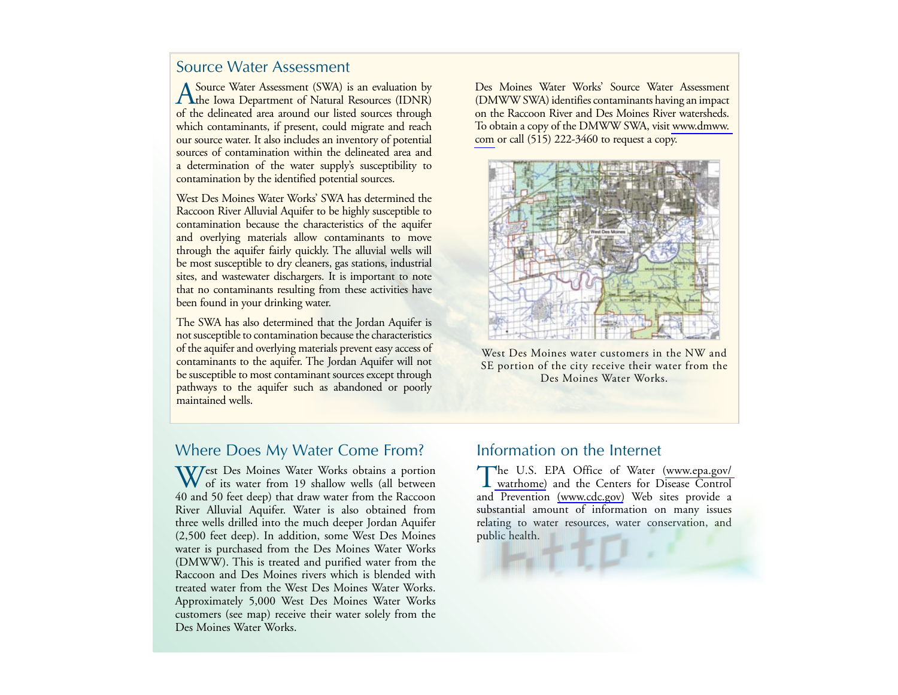## Source Water Assessment

A Source Water Assessment (SWA) is an evaluation by the Iowa Department of Natural Resources (IDNR) of the delineated area around our listed sources through which contaminants, if present, could migrate and reach our source water. It also includes an inventory of potential sources of contamination within the delineated area and a determination of the water supply's susceptibility to contamination by the identified potential sources.

West Des Moines Water Works' SWA has determined the Raccoon River Alluvial Aquifer to be highly susceptible to contamination because the characteristics of the aquifer and overlying materials allow contaminants to move through the aquifer fairly quickly. The alluvial wells will be most susceptible to dry cleaners, gas stations, industrial sites, and wastewater dischargers. It is important to note that no contaminants resulting from these activities have been found in your drinking water.

The SWA has also determined that the Jordan Aquifer is not susceptible to contamination because the characteristics of the aquifer and overlying materials prevent easy access of contaminants to the aquifer. The Jordan Aquifer will not be susceptible to most contaminant sources except through pathways to the aquifer such as abandoned or poorly maintained wells.

Des Moines Water Works' Source Water Assessment (DMWW SWA) identifies contaminants having an impact on the Raccoon River and Des Moines River watersheds. To obtain a copy of the DMWW SWA, visit www.dmww.com or call (515) 222-3460 to request a copy.

West Des Moines water customers in the NW and SE portion of the city receive their water from the Des Moines Water Works.

## Where Does My Water Come From?

West Des Moines Water Works obtains a portion of its water from 19 shallow wells (all between 40 and 50 feet deep) that draw water from the Raccoon River Alluvial Aquifer. Water is also obtained from three wells drilled into the much deeper Jordan Aquifer (2,500 feet deep). In addition, some West Des Moines water is purchased from the Des Moines Water Works (DMWW). This is treated and purified water from the Raccoon and Des Moines rivers which is blended with treated water from the West Des Moines Water Works. Approximately 5,000 West Des Moines Water Works customers (see map) receive their water solely from the Des Moines Water Works.

## Information on the Internet

The U.S. EPA Office of Water (www.epa.gov/watrhome) and the Centers for Disease Control and Prevention (www.cdc.gov) Web sites provide a substantial amount of information on many issues relating to water resources, water conservation, and public health.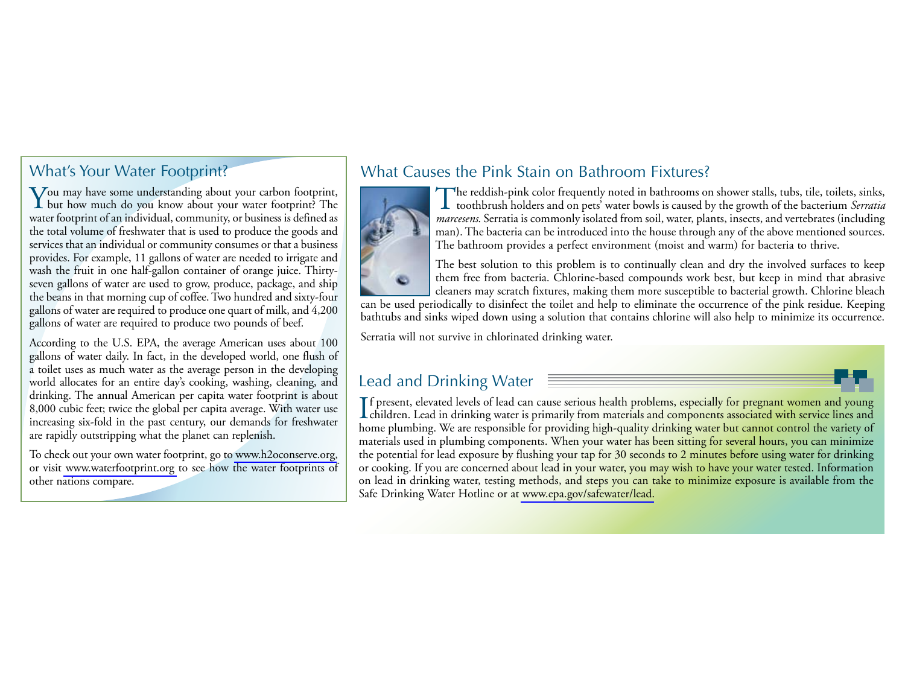## What's Your Water Footprint?

You may have some understanding about your carbon footprint, but how much do you know about your water footprint? The water footprint of an individual, community, or business is defined as the total volume of freshwater that is used to produce the goods and services that an individual or community consumes or that a business provides. For example, 11 gallons of water are needed to irrigate and wash the fruit in one half-gallon container of orange juice. Thirty-seven gallons of water are used to grow, produce, package, and ship the beans in that morning cup of coffee. Two hundred and sixty-four gallons of water are required to produce one quart of milk, and 4,200 gallons of water are required to produce two pounds of beef.

According to the U.S. EPA, the average American uses about 100 gallons of water daily. In fact, in the developed world, one flush of a toilet uses as much water as the average person in the developing world allocates for an entire day's cooking, washing, cleaning, and drinking. The annual American per capita water footprint is about 8,000 cubic feet; twice the global per capita average. With water use increasing six-fold in the past century, our demands for freshwater are rapidly outstripping what the planet can replenish.

To check out your own water footprint, go to www.h2oconserve.org, or visit www.waterfootprint.org to see how the water footprints of other nations compare.

## What Causes the Pink Stain on Bathroom Fixtures?

The reddish-pink color frequently noted in bathrooms on shower stalls, tubs, tile, toilets, sinks, toothbrush holders and on pets' water bowls is caused by the growth of the bacterium *Serratia marcesens*. Serratia is commonly isolated from soil, water, plants, insects, and vertebrates (including man). The bacteria can be introduced into the house through any of the above mentioned sources. The bathroom provides a perfect environment (moist and warm) for bacteria to thrive.

The best solution to this problem is to continually clean and dry the involved surfaces to keep them free from bacteria. Chlorine-based compounds work best, but keep in mind that abrasive cleaners may scratch fixtures, making them more susceptible to bacterial growth. Chlorine bleach can be used periodically to disinfect the toilet and help to eliminate the occurrence of the pink residue. Keeping bathtubs and sinks wiped down using a solution that contains chlorine will also help to minimize its occurrence.

Serratia will not survive in chlorinated drinking water.

## Lead and Drinking Water

If present, elevated levels of lead can cause serious health problems, especially for pregnant women and young children. Lead in drinking water is primarily from materials and components associated with service lines and home plumbing. We are responsible for providing high-quality drinking water but cannot control the variety of materials used in plumbing components. When your water has been sitting for several hours, you can minimize the potential for lead exposure by flushing your tap for 30 seconds to 2 minutes before using water for drinking or cooking. If you are concerned about lead in your water, you may wish to have your water tested. Information on lead in drinking water, testing methods, and steps you can take to minimize exposure is available from the Safe Drinking Water Hotline or at www.epa.gov/safewater/lead.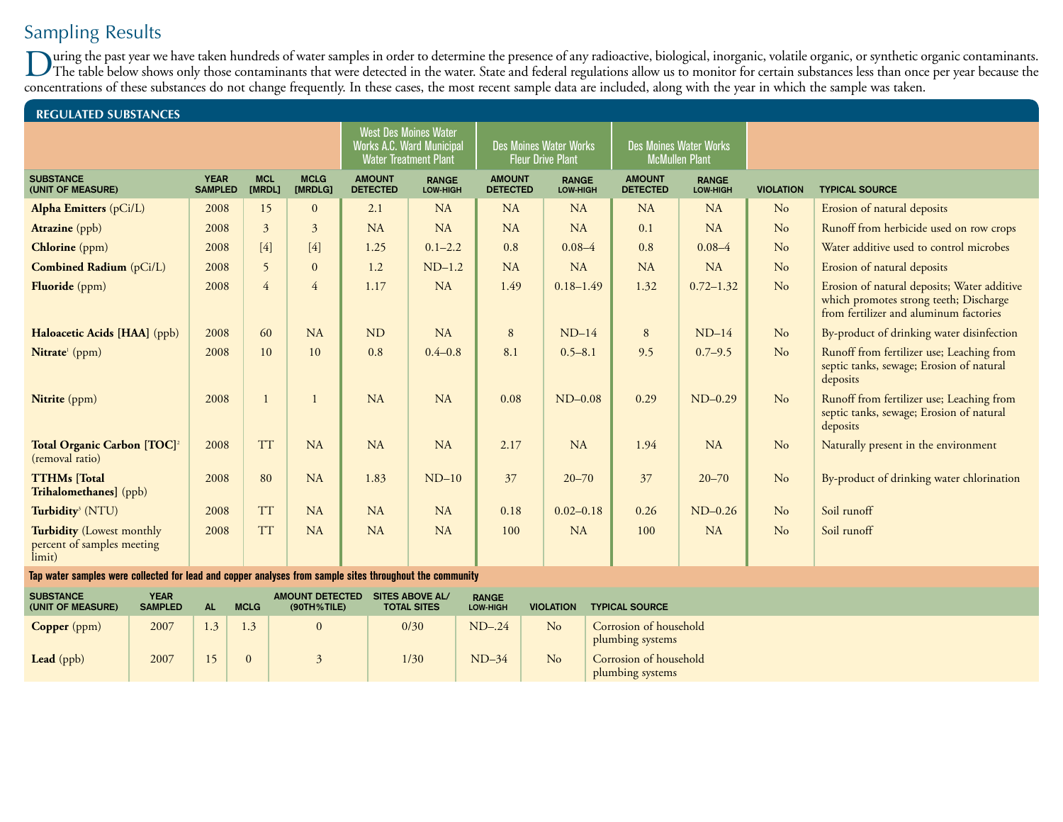## Sampling Results

During the past year we have taken hundreds of water samples in order to determine the presence of any radioactive, biological, inorganic, volatile organic, or synthetic organic contaminants. The table below shows only those contaminants that were detected in the water. State and federal regulations allow us to monitor for certain substances less than once per year because the concentrations of these substances do not change frequently. In these cases, the most recent sample data are included, along with the year in which the sample was taken.

### REGULATED SUBSTANCES

| | | | | West Des Moines Water Works A.C. Ward Municipal Water Treatment Plant | | Des Moines Water Works Fleur Drive Plant | | Des Moines Water Works McMullen Plant | | | |
|---|---|---|---|---|---|---|---|---|---|---|---|
| SUBSTANCE (UNIT OF MEASURE) | YEAR SAMPLED | MCL [MRDL] | MCLG [MRDLG] | AMOUNT DETECTED | RANGE LOW-HIGH | AMOUNT DETECTED | RANGE LOW-HIGH | AMOUNT DETECTED | RANGE LOW-HIGH | VIOLATION | TYPICAL SOURCE |
| **Alpha Emitters** (pCi/L) | 2008 | 15 | 0 | 2.1 | NA | NA | NA | NA | NA | No | Erosion of natural deposits |
| **Atrazine** (ppb) | 2008 | 3 | 3 | NA | NA | NA | NA | 0.1 | NA | No | Runoff from herbicide used on row crops |
| **Chlorine** (ppm) | 2008 | [4] | [4] | 1.25 | 0.1–2.2 | 0.8 | 0.08–4 | 0.8 | 0.08–4 | No | Water additive used to control microbes |
| **Combined Radium** (pCi/L) | 2008 | 5 | 0 | 1.2 | ND–1.2 | NA | NA | NA | NA | No | Erosion of natural deposits |
| **Fluoride** (ppm) | 2008 | 4 | 4 | 1.17 | NA | 1.49 | 0.18–1.49 | 1.32 | 0.72–1.32 | No | Erosion of natural deposits; Water additive which promotes strong teeth; Discharge from fertilizer and aluminum factories |
| **Haloacetic Acids [HAA]** (ppb) | 2008 | 60 | NA | ND | NA | 8 | ND–14 | 8 | ND–14 | No | By-product of drinking water disinfection |
| **Nitrate**[1] (ppm) | 2008 | 10 | 10 | 0.8 | 0.4–0.8 | 8.1 | 0.5–8.1 | 9.5 | 0.7–9.5 | No | Runoff from fertilizer use; Leaching from septic tanks, sewage; Erosion of natural deposits |
| **Nitrite** (ppm) | 2008 | 1 | 1 | NA | NA | 0.08 | ND–0.08 | 0.29 | ND–0.29 | No | Runoff from fertilizer use; Leaching from septic tanks, sewage; Erosion of natural deposits |
| **Total Organic Carbon [TOC]**[2] (removal ratio) | 2008 | TT | NA | NA | NA | 2.17 | NA | 1.94 | NA | No | Naturally present in the environment |
| **TTHMs [Total Trihalomethanes]** (ppb) | 2008 | 80 | NA | 1.83 | ND–10 | 37 | 20–70 | 37 | 20–70 | No | By-product of drinking water chlorination |
| **Turbidity**[3] (NTU) | 2008 | TT | NA | NA | NA | 0.18 | 0.02–0.18 | 0.26 | ND–0.26 | No | Soil runoff |
| **Turbidity** (Lowest monthly percent of samples meeting limit) | 2008 | TT | NA | NA | NA | 100 | NA | 100 | NA | No | Soil runoff |

**Tap water samples were collected for lead and copper analyses from sample sites throughout the community**

| SUBSTANCE (UNIT OF MEASURE) | YEAR SAMPLED | AL | MCLG | AMOUNT DETECTED (90TH%TILE) | SITES ABOVE AL/ TOTAL SITES | RANGE LOW-HIGH | VIOLATION | TYPICAL SOURCE |
|---|---|---|---|---|---|---|---|---|
| **Copper** (ppm) | 2007 | 1.3 | 1.3 | 0 | 0/30 | ND–.24 | No | Corrosion of household plumbing systems |
| **Lead** (ppb) | 2007 | 15 | 0 | 3 | 1/30 | ND–34 | No | Corrosion of household plumbing systems |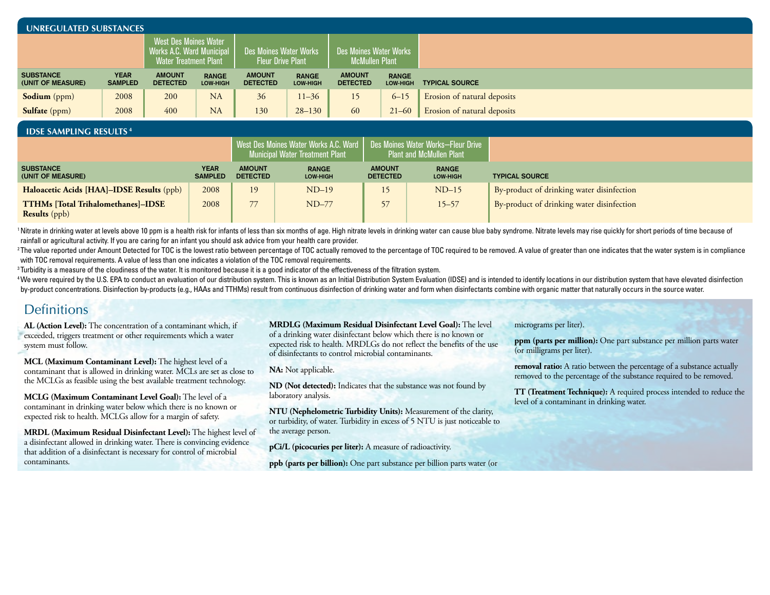## UNREGULATED SUBSTANCES

| | | West Des Moines Water Works A.C. Ward Municipal Water Treatment Plant | | Des Moines Water Works Fleur Drive Plant | | Des Moines Water Works McMullen Plant | | |
|---|---|---|---|---|---|---|---|---|
| **SUBSTANCE (UNIT OF MEASURE)** | **YEAR SAMPLED** | **AMOUNT DETECTED** | **RANGE LOW-HIGH** | **AMOUNT DETECTED** | **RANGE LOW-HIGH** | **AMOUNT DETECTED** | **RANGE LOW-HIGH** | **TYPICAL SOURCE** |
| **Sodium** (ppm) | 2008 | 200 | NA | 36 | 11–36 | 15 | 6–15 | Erosion of natural deposits |
| **Sulfate** (ppm) | 2008 | 400 | NA | 130 | 28–130 | 60 | 21–60 | Erosion of natural deposits |

## IDSE SAMPLING RESULTS [4]

| | | West Des Moines Water Works A.C. Ward Municipal Water Treatment Plant | | Des Moines Water Works–Fleur Drive Plant and McMullen Plant | | |
|---|---|---|---|---|---|---|
| **SUBSTANCE (UNIT OF MEASURE)** | **YEAR SAMPLED** | **AMOUNT DETECTED** | **RANGE LOW-HIGH** | **AMOUNT DETECTED** | **RANGE LOW-HIGH** | **TYPICAL SOURCE** |
| **Haloacetic Acids [HAA]–IDSE Results** (ppb) | 2008 | 19 | ND–19 | 15 | ND–15 | By-product of drinking water disinfection |
| **TTHMs [Total Trihalomethanes]–IDSE Results** (ppb) | 2008 | 77 | ND–77 | 57 | 15–57 | By-product of drinking water disinfection |

[1] Nitrate in drinking water at levels above 10 ppm is a health risk for infants of less than six months of age. High nitrate levels in drinking water can cause blue baby syndrome. Nitrate levels may rise quickly for short periods of time because of rainfall or agricultural activity. If you are caring for an infant you should ask advice from your health care provider.

[2] The value reported under Amount Detected for TOC is the lowest ratio between percentage of TOC actually removed to the percentage of TOC required to be removed. A value of greater than one indicates that the water system is in compliance with TOC removal requirements. A value of less than one indicates a violation of the TOC removal requirements.

[3] Turbidity is a measure of the cloudiness of the water. It is monitored because it is a good indicator of the effectiveness of the filtration system.

[4] We were required by the U.S. EPA to conduct an evaluation of our distribution system. This is known as an Initial Distribution System Evaluation (IDSE) and is intended to identify locations in our distribution system that have elevated disinfection by-product concentrations. Disinfection by-products (e.g., HAAs and TTHMs) result from continuous disinfection of drinking water and form when disinfectants combine with organic matter that naturally occurs in the source water.

## Definitions

**AL (Action Level):** The concentration of a contaminant which, if exceeded, triggers treatment or other requirements which a water system must follow.

**MCL (Maximum Contaminant Level):** The highest level of a contaminant that is allowed in drinking water. MCLs are set as close to the MCLGs as feasible using the best available treatment technology.

**MCLG (Maximum Contaminant Level Goal):** The level of a contaminant in drinking water below which there is no known or expected risk to health. MCLGs allow for a margin of safety.

**MRDL (Maximum Residual Disinfectant Level):** The highest level of a disinfectant allowed in drinking water. There is convincing evidence that addition of a disinfectant is necessary for control of microbial contaminants.

**MRDLG (Maximum Residual Disinfectant Level Goal):** The level of a drinking water disinfectant below which there is no known or expected risk to health. MRDLGs do not reflect the benefits of the use of disinfectants to control microbial contaminants.

**NA:** Not applicable.

**ND (Not detected):** Indicates that the substance was not found by laboratory analysis.

**NTU (Nephelometric Turbidity Units):** Measurement of the clarity, or turbidity, of water. Turbidity in excess of 5 NTU is just noticeable to the average person.

**pCi/L (picocuries per liter):** A measure of radioactivity.

**ppb (parts per billion):** One part substance per billion parts water (or micrograms per liter).

**ppm (parts per million):** One part substance per million parts water (or milligrams per liter).

**removal ratio:** A ratio between the percentage of a substance actually removed to the percentage of the substance required to be removed.

**TT (Treatment Technique):** A required process intended to reduce the level of a contaminant in drinking water.